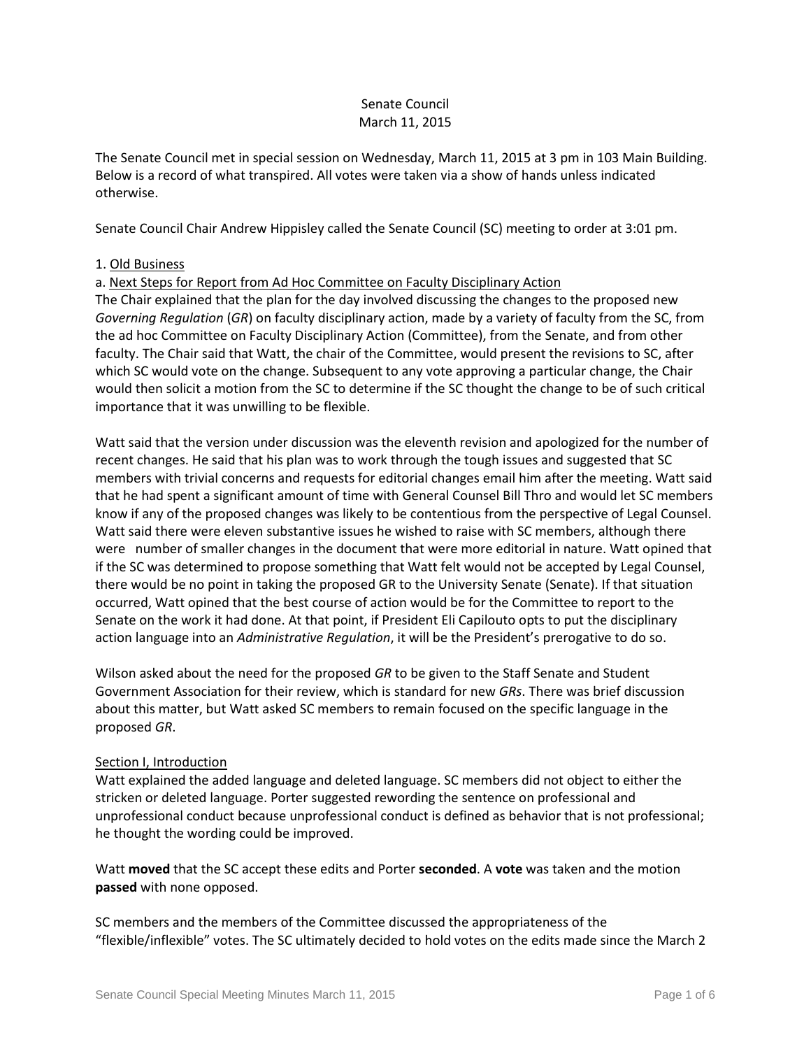Senate Council
March 11, 2015

The Senate Council met in special session on Wednesday, March 11, 2015 at 3 pm in 103 Main Building. Below is a record of what transpired. All votes were taken via a show of hands unless indicated otherwise.

Senate Council Chair Andrew Hippisley called the Senate Council (SC) meeting to order at 3:01 pm.

1. Old Business

a. Next Steps for Report from Ad Hoc Committee on Faculty Disciplinary Action

The Chair explained that the plan for the day involved discussing the changes to the proposed new *Governing Regulation* (*GR*) on faculty disciplinary action, made by a variety of faculty from the SC, from the ad hoc Committee on Faculty Disciplinary Action (Committee), from the Senate, and from other faculty. The Chair said that Watt, the chair of the Committee, would present the revisions to SC, after which SC would vote on the change. Subsequent to any vote approving a particular change, the Chair would then solicit a motion from the SC to determine if the SC thought the change to be of such critical importance that it was unwilling to be flexible.

Watt said that the version under discussion was the eleventh revision and apologized for the number of recent changes. He said that his plan was to work through the tough issues and suggested that SC members with trivial concerns and requests for editorial changes email him after the meeting. Watt said that he had spent a significant amount of time with General Counsel Bill Thro and would let SC members know if any of the proposed changes was likely to be contentious from the perspective of Legal Counsel. Watt said there were eleven substantive issues he wished to raise with SC members, although there were number of smaller changes in the document that were more editorial in nature. Watt opined that if the SC was determined to propose something that Watt felt would not be accepted by Legal Counsel, there would be no point in taking the proposed GR to the University Senate (Senate). If that situation occurred, Watt opined that the best course of action would be for the Committee to report to the Senate on the work it had done. At that point, if President Eli Capilouto opts to put the disciplinary action language into an *Administrative Regulation*, it will be the President's prerogative to do so.

Wilson asked about the need for the proposed *GR* to be given to the Staff Senate and Student Government Association for their review, which is standard for new *GRs*. There was brief discussion about this matter, but Watt asked SC members to remain focused on the specific language in the proposed *GR*.

Section I, Introduction

Watt explained the added language and deleted language. SC members did not object to either the stricken or deleted language. Porter suggested rewording the sentence on professional and unprofessional conduct because unprofessional conduct is defined as behavior that is not professional; he thought the wording could be improved.

Watt **moved** that the SC accept these edits and Porter **seconded**. A **vote** was taken and the motion **passed** with none opposed.

SC members and the members of the Committee discussed the appropriateness of the "flexible/inflexible" votes. The SC ultimately decided to hold votes on the edits made since the March 2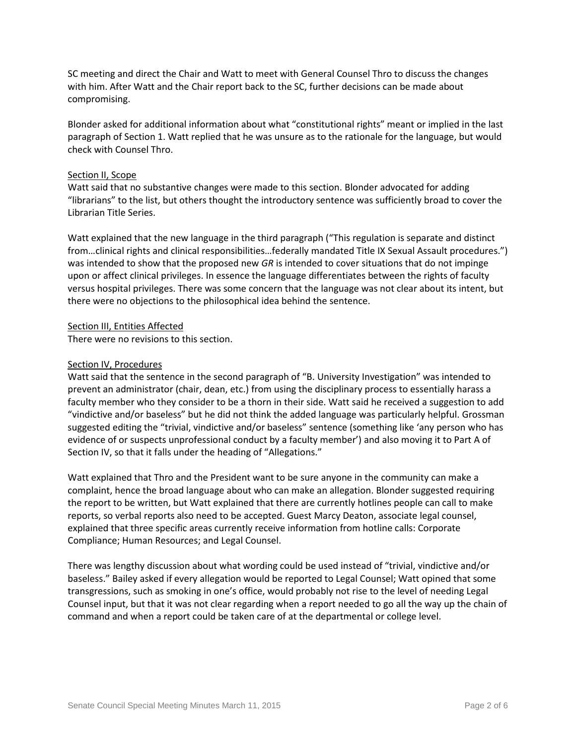SC meeting and direct the Chair and Watt to meet with General Counsel Thro to discuss the changes with him. After Watt and the Chair report back to the SC, further decisions can be made about compromising.

Blonder asked for additional information about what "constitutional rights" meant or implied in the last paragraph of Section 1. Watt replied that he was unsure as to the rationale for the language, but would check with Counsel Thro.

Section II, Scope

Watt said that no substantive changes were made to this section. Blonder advocated for adding "librarians" to the list, but others thought the introductory sentence was sufficiently broad to cover the Librarian Title Series.

Watt explained that the new language in the third paragraph ("This regulation is separate and distinct from…clinical rights and clinical responsibilities…federally mandated Title IX Sexual Assault procedures.") was intended to show that the proposed new *GR* is intended to cover situations that do not impinge upon or affect clinical privileges. In essence the language differentiates between the rights of faculty versus hospital privileges. There was some concern that the language was not clear about its intent, but there were no objections to the philosophical idea behind the sentence.

Section III, Entities Affected

There were no revisions to this section.

Section IV, Procedures

Watt said that the sentence in the second paragraph of "B. University Investigation" was intended to prevent an administrator (chair, dean, etc.) from using the disciplinary process to essentially harass a faculty member who they consider to be a thorn in their side. Watt said he received a suggestion to add "vindictive and/or baseless" but he did not think the added language was particularly helpful. Grossman suggested editing the "trivial, vindictive and/or baseless" sentence (something like 'any person who has evidence of or suspects unprofessional conduct by a faculty member') and also moving it to Part A of Section IV, so that it falls under the heading of "Allegations."

Watt explained that Thro and the President want to be sure anyone in the community can make a complaint, hence the broad language about who can make an allegation. Blonder suggested requiring the report to be written, but Watt explained that there are currently hotlines people can call to make reports, so verbal reports also need to be accepted. Guest Marcy Deaton, associate legal counsel, explained that three specific areas currently receive information from hotline calls: Corporate Compliance; Human Resources; and Legal Counsel.

There was lengthy discussion about what wording could be used instead of "trivial, vindictive and/or baseless." Bailey asked if every allegation would be reported to Legal Counsel; Watt opined that some transgressions, such as smoking in one's office, would probably not rise to the level of needing Legal Counsel input, but that it was not clear regarding when a report needed to go all the way up the chain of command and when a report could be taken care of at the departmental or college level.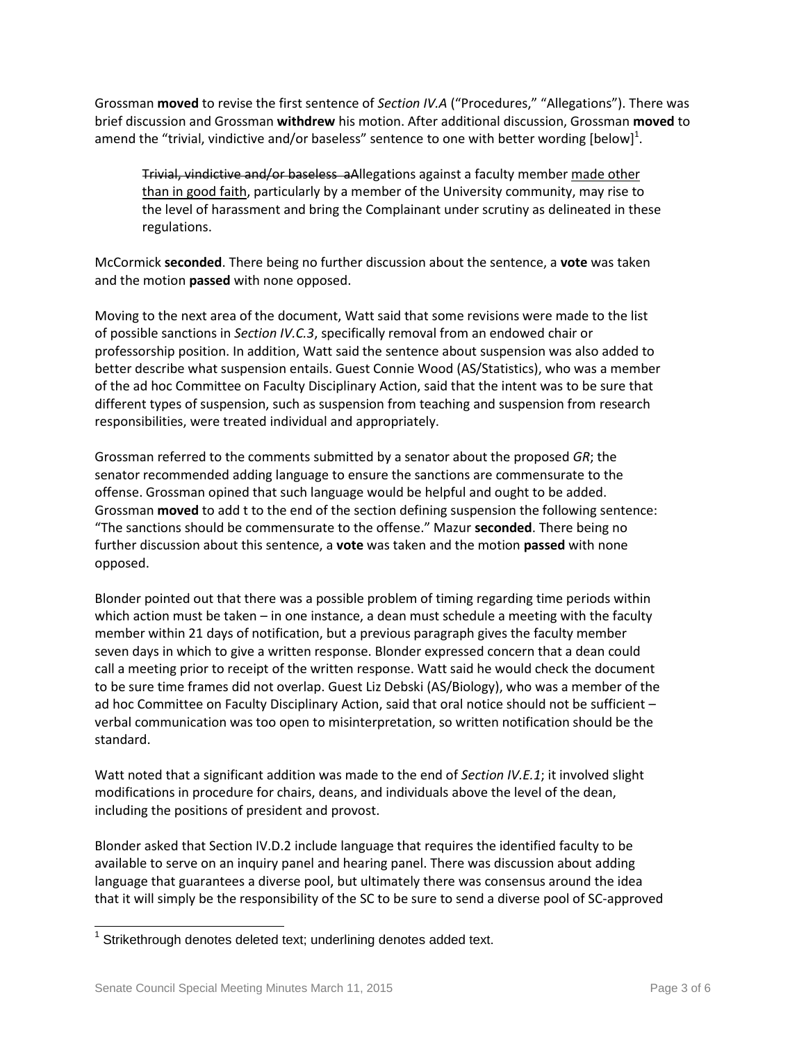Grossman **moved** to revise the first sentence of *Section IV.A* ("Procedures," "Allegations"). There was brief discussion and Grossman **withdrew** his motion. After additional discussion, Grossman **moved** to amend the "trivial, vindictive and/or baseless" sentence to one with better wording [below][1].

> ~~Trivial, vindictive and/or baseless a~~Allegations against a faculty member <u>made other than in good faith</u>, particularly by a member of the University community, may rise to the level of harassment and bring the Complainant under scrutiny as delineated in these regulations.

McCormick **seconded**. There being no further discussion about the sentence, a **vote** was taken and the motion **passed** with none opposed.

Moving to the next area of the document, Watt said that some revisions were made to the list of possible sanctions in *Section IV.C.3*, specifically removal from an endowed chair or professorship position. In addition, Watt said the sentence about suspension was also added to better describe what suspension entails. Guest Connie Wood (AS/Statistics), who was a member of the ad hoc Committee on Faculty Disciplinary Action, said that the intent was to be sure that different types of suspension, such as suspension from teaching and suspension from research responsibilities, were treated individual and appropriately.

Grossman referred to the comments submitted by a senator about the proposed *GR*; the senator recommended adding language to ensure the sanctions are commensurate to the offense. Grossman opined that such language would be helpful and ought to be added. Grossman **moved** to add t to the end of the section defining suspension the following sentence: "The sanctions should be commensurate to the offense." Mazur **seconded**. There being no further discussion about this sentence, a **vote** was taken and the motion **passed** with none opposed.

Blonder pointed out that there was a possible problem of timing regarding time periods within which action must be taken – in one instance, a dean must schedule a meeting with the faculty member within 21 days of notification, but a previous paragraph gives the faculty member seven days in which to give a written response. Blonder expressed concern that a dean could call a meeting prior to receipt of the written response. Watt said he would check the document to be sure time frames did not overlap. Guest Liz Debski (AS/Biology), who was a member of the ad hoc Committee on Faculty Disciplinary Action, said that oral notice should not be sufficient – verbal communication was too open to misinterpretation, so written notification should be the standard.

Watt noted that a significant addition was made to the end of *Section IV.E.1*; it involved slight modifications in procedure for chairs, deans, and individuals above the level of the dean, including the positions of president and provost.

Blonder asked that Section IV.D.2 include language that requires the identified faculty to be available to serve on an inquiry panel and hearing panel. There was discussion about adding language that guarantees a diverse pool, but ultimately there was consensus around the idea that it will simply be the responsibility of the SC to be sure to send a diverse pool of SC-approved

[1] Strikethrough denotes deleted text; underlining denotes added text.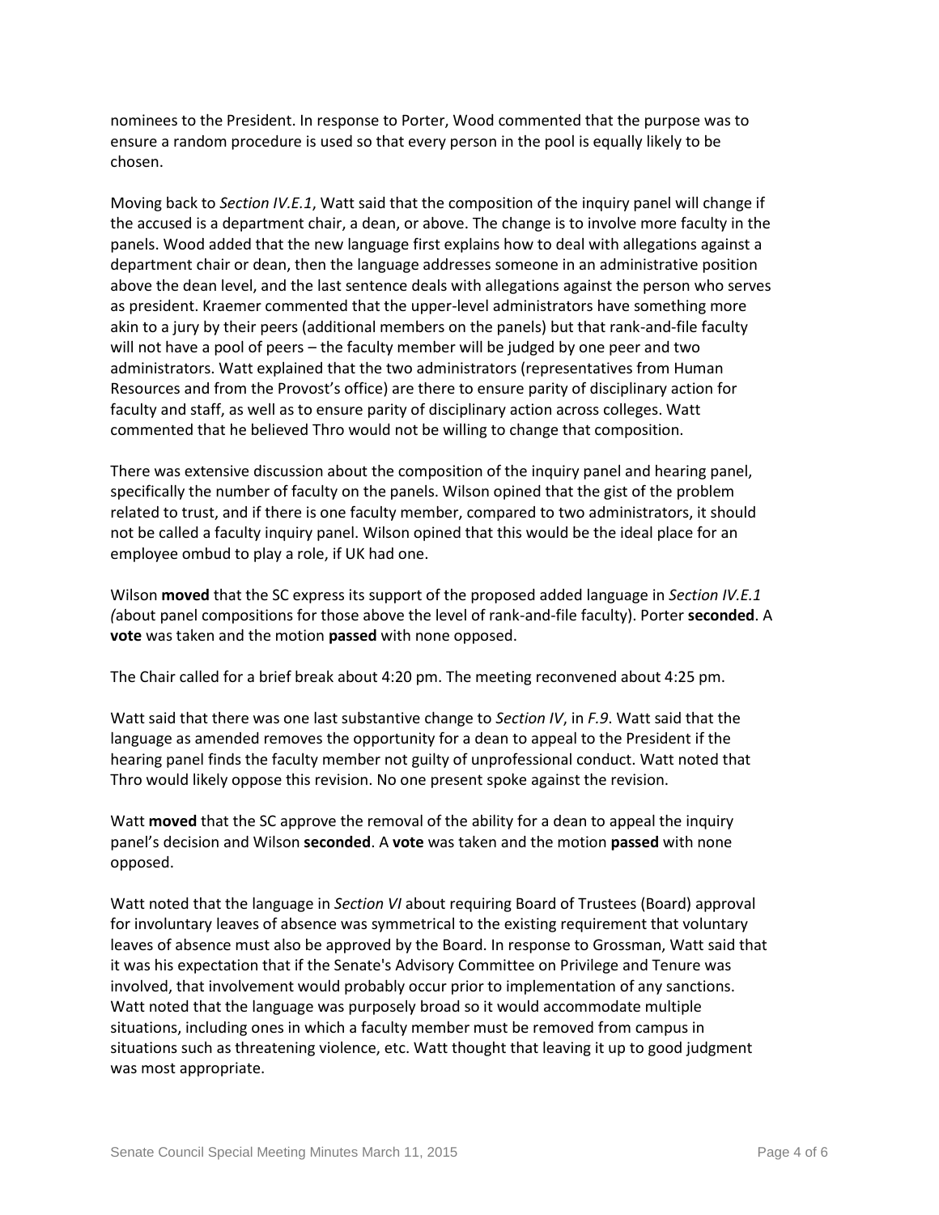nominees to the President. In response to Porter, Wood commented that the purpose was to ensure a random procedure is used so that every person in the pool is equally likely to be chosen.

Moving back to *Section IV.E.1*, Watt said that the composition of the inquiry panel will change if the accused is a department chair, a dean, or above. The change is to involve more faculty in the panels. Wood added that the new language first explains how to deal with allegations against a department chair or dean, then the language addresses someone in an administrative position above the dean level, and the last sentence deals with allegations against the person who serves as president. Kraemer commented that the upper-level administrators have something more akin to a jury by their peers (additional members on the panels) but that rank-and-file faculty will not have a pool of peers – the faculty member will be judged by one peer and two administrators. Watt explained that the two administrators (representatives from Human Resources and from the Provost's office) are there to ensure parity of disciplinary action for faculty and staff, as well as to ensure parity of disciplinary action across colleges. Watt commented that he believed Thro would not be willing to change that composition.

There was extensive discussion about the composition of the inquiry panel and hearing panel, specifically the number of faculty on the panels. Wilson opined that the gist of the problem related to trust, and if there is one faculty member, compared to two administrators, it should not be called a faculty inquiry panel. Wilson opined that this would be the ideal place for an employee ombud to play a role, if UK had one.

Wilson **moved** that the SC express its support of the proposed added language in *Section IV.E.1 (*about panel compositions for those above the level of rank-and-file faculty). Porter **seconded**. A **vote** was taken and the motion **passed** with none opposed.

The Chair called for a brief break about 4:20 pm. The meeting reconvened about 4:25 pm.

Watt said that there was one last substantive change to *Section IV*, in *F.9*. Watt said that the language as amended removes the opportunity for a dean to appeal to the President if the hearing panel finds the faculty member not guilty of unprofessional conduct. Watt noted that Thro would likely oppose this revision. No one present spoke against the revision.

Watt **moved** that the SC approve the removal of the ability for a dean to appeal the inquiry panel's decision and Wilson **seconded**. A **vote** was taken and the motion **passed** with none opposed.

Watt noted that the language in *Section VI* about requiring Board of Trustees (Board) approval for involuntary leaves of absence was symmetrical to the existing requirement that voluntary leaves of absence must also be approved by the Board. In response to Grossman, Watt said that it was his expectation that if the Senate's Advisory Committee on Privilege and Tenure was involved, that involvement would probably occur prior to implementation of any sanctions. Watt noted that the language was purposely broad so it would accommodate multiple situations, including ones in which a faculty member must be removed from campus in situations such as threatening violence, etc. Watt thought that leaving it up to good judgment was most appropriate.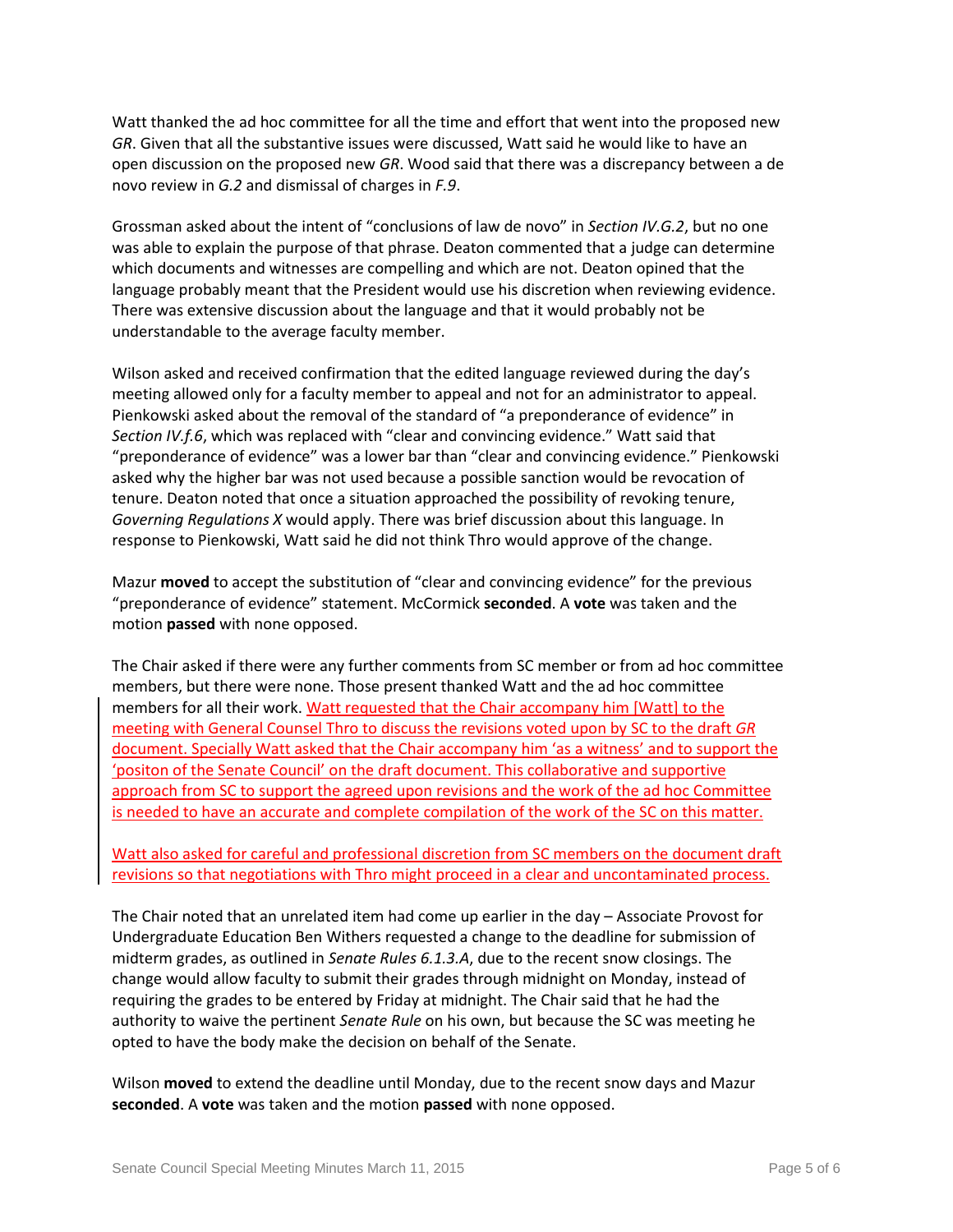Watt thanked the ad hoc committee for all the time and effort that went into the proposed new *GR*. Given that all the substantive issues were discussed, Watt said he would like to have an open discussion on the proposed new *GR*. Wood said that there was a discrepancy between a de novo review in *G.2* and dismissal of charges in *F.9*.

Grossman asked about the intent of "conclusions of law de novo" in *Section IV.G.2*, but no one was able to explain the purpose of that phrase. Deaton commented that a judge can determine which documents and witnesses are compelling and which are not. Deaton opined that the language probably meant that the President would use his discretion when reviewing evidence. There was extensive discussion about the language and that it would probably not be understandable to the average faculty member.

Wilson asked and received confirmation that the edited language reviewed during the day's meeting allowed only for a faculty member to appeal and not for an administrator to appeal. Pienkowski asked about the removal of the standard of "a preponderance of evidence" in *Section IV.f.6*, which was replaced with "clear and convincing evidence." Watt said that "preponderance of evidence" was a lower bar than "clear and convincing evidence." Pienkowski asked why the higher bar was not used because a possible sanction would be revocation of tenure. Deaton noted that once a situation approached the possibility of revoking tenure, *Governing Regulations X* would apply. There was brief discussion about this language. In response to Pienkowski, Watt said he did not think Thro would approve of the change.

Mazur **moved** to accept the substitution of "clear and convincing evidence" for the previous "preponderance of evidence" statement. McCormick **seconded**. A **vote** was taken and the motion **passed** with none opposed.

The Chair asked if there were any further comments from SC member or from ad hoc committee members, but there were none. Those present thanked Watt and the ad hoc committee members for all their work. Watt requested that the Chair accompany him [Watt] to the meeting with General Counsel Thro to discuss the revisions voted upon by SC to the draft *GR* document. Specially Watt asked that the Chair accompany him 'as a witness' and to support the 'positon of the Senate Council' on the draft document. This collaborative and supportive approach from SC to support the agreed upon revisions and the work of the ad hoc Committee is needed to have an accurate and complete compilation of the work of the SC on this matter.

Watt also asked for careful and professional discretion from SC members on the document draft revisions so that negotiations with Thro might proceed in a clear and uncontaminated process.

The Chair noted that an unrelated item had come up earlier in the day – Associate Provost for Undergraduate Education Ben Withers requested a change to the deadline for submission of midterm grades, as outlined in *Senate Rules 6.1.3.A*, due to the recent snow closings. The change would allow faculty to submit their grades through midnight on Monday, instead of requiring the grades to be entered by Friday at midnight. The Chair said that he had the authority to waive the pertinent *Senate Rule* on his own, but because the SC was meeting he opted to have the body make the decision on behalf of the Senate.

Wilson **moved** to extend the deadline until Monday, due to the recent snow days and Mazur **seconded**. A **vote** was taken and the motion **passed** with none opposed.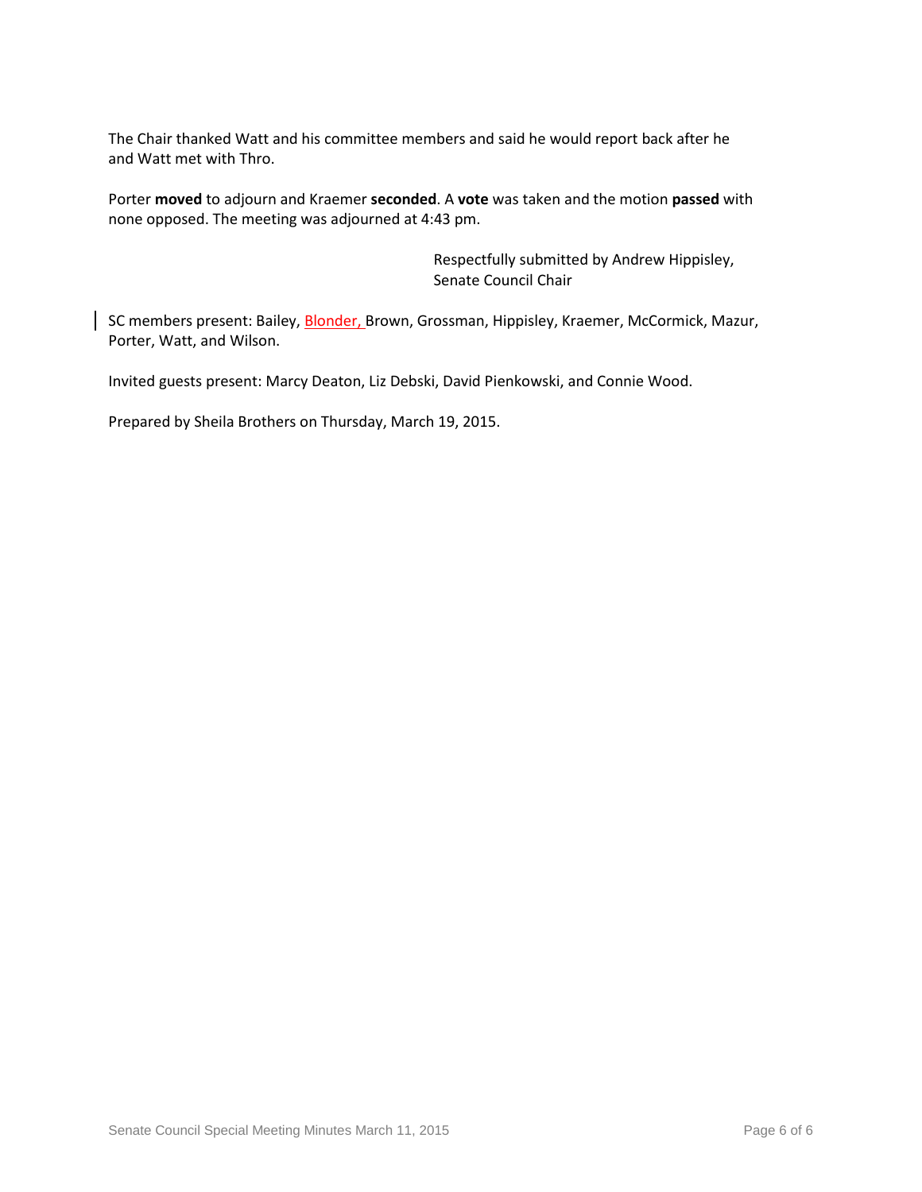The Chair thanked Watt and his committee members and said he would report back after he and Watt met with Thro.

Porter **moved** to adjourn and Kraemer **seconded**. A **vote** was taken and the motion **passed** with none opposed. The meeting was adjourned at 4:43 pm.

Respectfully submitted by Andrew Hippisley,
Senate Council Chair

SC members present: Bailey, Blonder, Brown, Grossman, Hippisley, Kraemer, McCormick, Mazur, Porter, Watt, and Wilson.

Invited guests present: Marcy Deaton, Liz Debski, David Pienkowski, and Connie Wood.

Prepared by Sheila Brothers on Thursday, March 19, 2015.